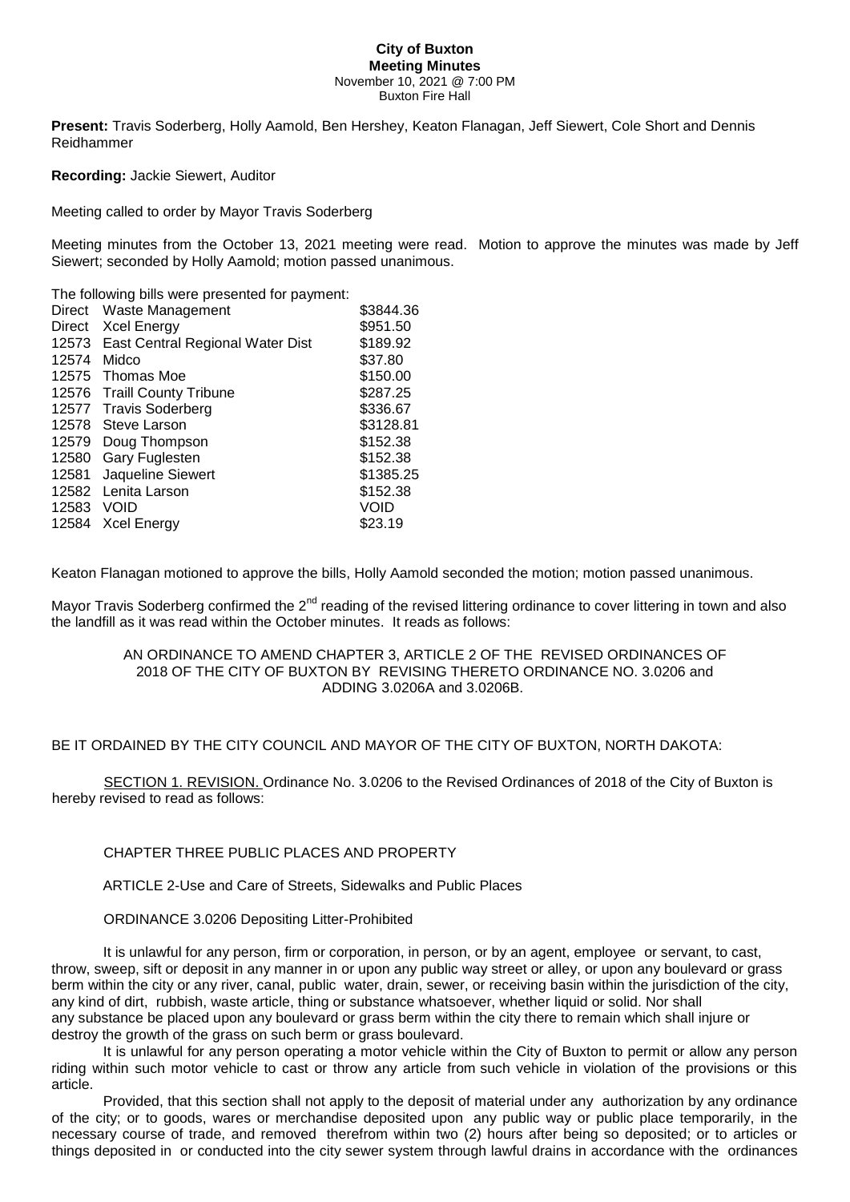# City of Buxton
## Meeting Minutes

November 10, 2021 @ 7:00 PM
Buxton Fire Hall

**Present:** Travis Soderberg, Holly Aamold, Ben Hershey, Keaton Flanagan, Jeff Siewert, Cole Short and Dennis Reidhammer

**Recording:** Jackie Siewert, Auditor

Meeting called to order by Mayor Travis Soderberg

Meeting minutes from the October 13, 2021 meeting were read. Motion to approve the minutes was made by Jeff Siewert; seconded by Holly Aamold; motion passed unanimous.

The following bills were presented for payment:

| | | |
|---|---|---|
| Direct | Waste Management | \$3844.36 |
| Direct | Xcel Energy | \$951.50 |
| 12573 | East Central Regional Water Dist | \$189.92 |
| 12574 | Midco | \$37.80 |
| 12575 | Thomas Moe | \$150.00 |
| 12576 | Traill County Tribune | \$287.25 |
| 12577 | Travis Soderberg | \$336.67 |
| 12578 | Steve Larson | \$3128.81 |
| 12579 | Doug Thompson | \$152.38 |
| 12580 | Gary Fuglesten | \$152.38 |
| 12581 | Jaqueline Siewert | \$1385.25 |
| 12582 | Lenita Larson | \$152.38 |
| 12583 | VOID | VOID |
| 12584 | Xcel Energy | \$23.19 |

Keaton Flanagan motioned to approve the bills, Holly Aamold seconded the motion; motion passed unanimous.

Mayor Travis Soderberg confirmed the 2nd reading of the revised littering ordinance to cover littering in town and also the landfill as it was read within the October minutes. It reads as follows:

AN ORDINANCE TO AMEND CHAPTER 3, ARTICLE 2 OF THE REVISED ORDINANCES OF 2018 OF THE CITY OF BUXTON BY REVISING THERETO ORDINANCE NO. 3.0206 and ADDING 3.0206A and 3.0206B.

BE IT ORDAINED BY THE CITY COUNCIL AND MAYOR OF THE CITY OF BUXTON, NORTH DAKOTA:

SECTION 1. REVISION. Ordinance No. 3.0206 to the Revised Ordinances of 2018 of the City of Buxton is hereby revised to read as follows:

CHAPTER THREE PUBLIC PLACES AND PROPERTY

ARTICLE 2-Use and Care of Streets, Sidewalks and Public Places

ORDINANCE 3.0206 Depositing Litter-Prohibited

It is unlawful for any person, firm or corporation, in person, or by an agent, employee or servant, to cast, throw, sweep, sift or deposit in any manner in or upon any public way street or alley, or upon any boulevard or grass berm within the city or any river, canal, public water, drain, sewer, or receiving basin within the jurisdiction of the city, any kind of dirt, rubbish, waste article, thing or substance whatsoever, whether liquid or solid. Nor shall any substance be placed upon any boulevard or grass berm within the city there to remain which shall injure or destroy the growth of the grass on such berm or grass boulevard.

It is unlawful for any person operating a motor vehicle within the City of Buxton to permit or allow any person riding within such motor vehicle to cast or throw any article from such vehicle in violation of the provisions or this article.

Provided, that this section shall not apply to the deposit of material under any authorization by any ordinance of the city; or to goods, wares or merchandise deposited upon any public way or public place temporarily, in the necessary course of trade, and removed therefrom within two (2) hours after being so deposited; or to articles or things deposited in or conducted into the city sewer system through lawful drains in accordance with the ordinances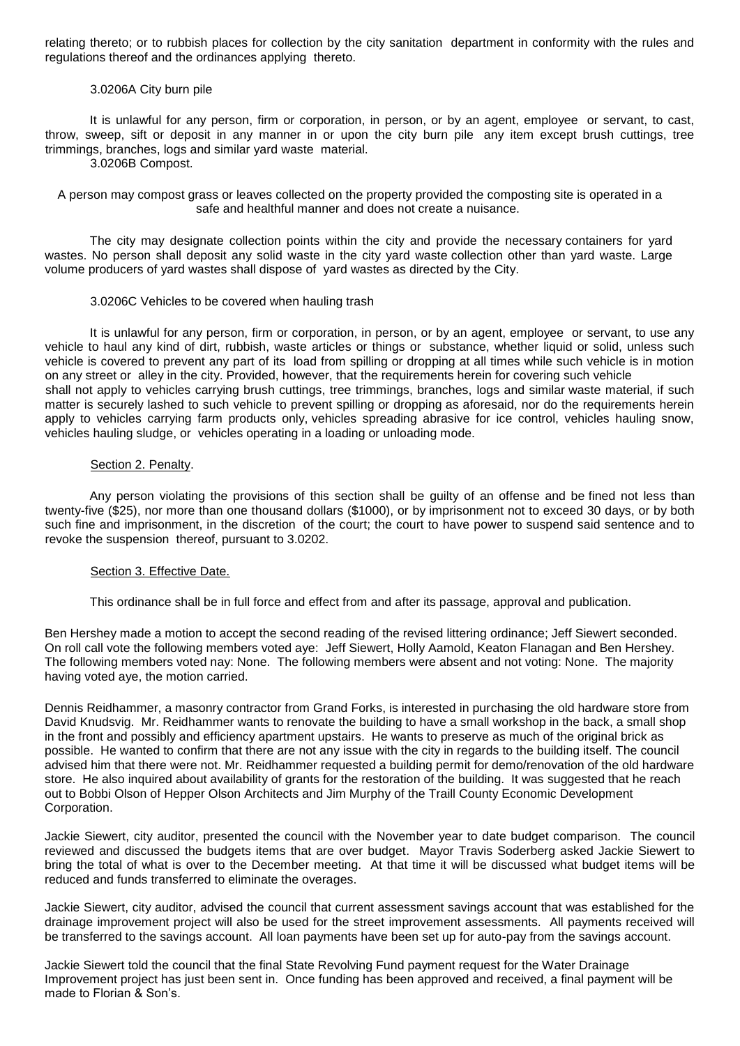relating thereto; or to rubbish places for collection by the city sanitation department in conformity with the rules and regulations thereof and the ordinances applying thereto.

3.0206A City burn pile

It is unlawful for any person, firm or corporation, in person, or by an agent, employee or servant, to cast, throw, sweep, sift or deposit in any manner in or upon the city burn pile any item except brush cuttings, tree trimmings, branches, logs and similar yard waste material.

3.0206B Compost.

A person may compost grass or leaves collected on the property provided the composting site is operated in a safe and healthful manner and does not create a nuisance.

The city may designate collection points within the city and provide the necessary containers for yard wastes. No person shall deposit any solid waste in the city yard waste collection other than yard waste. Large volume producers of yard wastes shall dispose of yard wastes as directed by the City.

3.0206C Vehicles to be covered when hauling trash

It is unlawful for any person, firm or corporation, in person, or by an agent, employee or servant, to use any vehicle to haul any kind of dirt, rubbish, waste articles or things or substance, whether liquid or solid, unless such vehicle is covered to prevent any part of its load from spilling or dropping at all times while such vehicle is in motion on any street or alley in the city. Provided, however, that the requirements herein for covering such vehicle shall not apply to vehicles carrying brush cuttings, tree trimmings, branches, logs and similar waste material, if such matter is securely lashed to such vehicle to prevent spilling or dropping as aforesaid, nor do the requirements herein apply to vehicles carrying farm products only, vehicles spreading abrasive for ice control, vehicles hauling snow, vehicles hauling sludge, or vehicles operating in a loading or unloading mode.

Section 2. Penalty.

Any person violating the provisions of this section shall be guilty of an offense and be fined not less than twenty-five ($25), nor more than one thousand dollars ($1000), or by imprisonment not to exceed 30 days, or by both such fine and imprisonment, in the discretion of the court; the court to have power to suspend said sentence and to revoke the suspension thereof, pursuant to 3.0202.

Section 3. Effective Date.

This ordinance shall be in full force and effect from and after its passage, approval and publication.

Ben Hershey made a motion to accept the second reading of the revised littering ordinance; Jeff Siewert seconded. On roll call vote the following members voted aye: Jeff Siewert, Holly Aamold, Keaton Flanagan and Ben Hershey. The following members voted nay: None. The following members were absent and not voting: None. The majority having voted aye, the motion carried.

Dennis Reidhammer, a masonry contractor from Grand Forks, is interested in purchasing the old hardware store from David Knudsvig. Mr. Reidhammer wants to renovate the building to have a small workshop in the back, a small shop in the front and possibly and efficiency apartment upstairs. He wants to preserve as much of the original brick as possible. He wanted to confirm that there are not any issue with the city in regards to the building itself. The council advised him that there were not. Mr. Reidhammer requested a building permit for demo/renovation of the old hardware store. He also inquired about availability of grants for the restoration of the building. It was suggested that he reach out to Bobbi Olson of Hepper Olson Architects and Jim Murphy of the Traill County Economic Development Corporation.

Jackie Siewert, city auditor, presented the council with the November year to date budget comparison. The council reviewed and discussed the budgets items that are over budget. Mayor Travis Soderberg asked Jackie Siewert to bring the total of what is over to the December meeting. At that time it will be discussed what budget items will be reduced and funds transferred to eliminate the overages.

Jackie Siewert, city auditor, advised the council that current assessment savings account that was established for the drainage improvement project will also be used for the street improvement assessments. All payments received will be transferred to the savings account. All loan payments have been set up for auto-pay from the savings account.

Jackie Siewert told the council that the final State Revolving Fund payment request for the Water Drainage Improvement project has just been sent in. Once funding has been approved and received, a final payment will be made to Florian & Son's.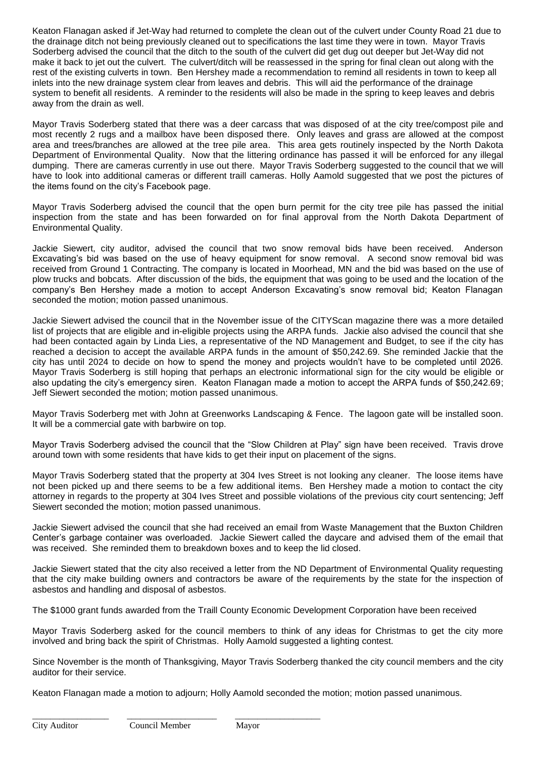Keaton Flanagan asked if Jet-Way had returned to complete the clean out of the culvert under County Road 21 due to the drainage ditch not being previously cleaned out to specifications the last time they were in town. Mayor Travis Soderberg advised the council that the ditch to the south of the culvert did get dug out deeper but Jet-Way did not make it back to jet out the culvert. The culvert/ditch will be reassessed in the spring for final clean out along with the rest of the existing culverts in town. Ben Hershey made a recommendation to remind all residents in town to keep all inlets into the new drainage system clear from leaves and debris. This will aid the performance of the drainage system to benefit all residents. A reminder to the residents will also be made in the spring to keep leaves and debris away from the drain as well.

Mayor Travis Soderberg stated that there was a deer carcass that was disposed of at the city tree/compost pile and most recently 2 rugs and a mailbox have been disposed there. Only leaves and grass are allowed at the compost area and trees/branches are allowed at the tree pile area. This area gets routinely inspected by the North Dakota Department of Environmental Quality. Now that the littering ordinance has passed it will be enforced for any illegal dumping. There are cameras currently in use out there. Mayor Travis Soderberg suggested to the council that we will have to look into additional cameras or different traill cameras. Holly Aamold suggested that we post the pictures of the items found on the city's Facebook page.

Mayor Travis Soderberg advised the council that the open burn permit for the city tree pile has passed the initial inspection from the state and has been forwarded on for final approval from the North Dakota Department of Environmental Quality.

Jackie Siewert, city auditor, advised the council that two snow removal bids have been received. Anderson Excavating's bid was based on the use of heavy equipment for snow removal. A second snow removal bid was received from Ground 1 Contracting. The company is located in Moorhead, MN and the bid was based on the use of plow trucks and bobcats. After discussion of the bids, the equipment that was going to be used and the location of the company's Ben Hershey made a motion to accept Anderson Excavating's snow removal bid; Keaton Flanagan seconded the motion; motion passed unanimous.

Jackie Siewert advised the council that in the November issue of the CITYScan magazine there was a more detailed list of projects that are eligible and in-eligible projects using the ARPA funds. Jackie also advised the council that she had been contacted again by Linda Lies, a representative of the ND Management and Budget, to see if the city has reached a decision to accept the available ARPA funds in the amount of $50,242.69. She reminded Jackie that the city has until 2024 to decide on how to spend the money and projects wouldn't have to be completed until 2026. Mayor Travis Soderberg is still hoping that perhaps an electronic informational sign for the city would be eligible or also updating the city's emergency siren. Keaton Flanagan made a motion to accept the ARPA funds of $50,242.69; Jeff Siewert seconded the motion; motion passed unanimous.

Mayor Travis Soderberg met with John at Greenworks Landscaping & Fence. The lagoon gate will be installed soon. It will be a commercial gate with barbwire on top.

Mayor Travis Soderberg advised the council that the "Slow Children at Play" sign have been received. Travis drove around town with some residents that have kids to get their input on placement of the signs.

Mayor Travis Soderberg stated that the property at 304 Ives Street is not looking any cleaner. The loose items have not been picked up and there seems to be a few additional items. Ben Hershey made a motion to contact the city attorney in regards to the property at 304 Ives Street and possible violations of the previous city court sentencing; Jeff Siewert seconded the motion; motion passed unanimous.

Jackie Siewert advised the council that she had received an email from Waste Management that the Buxton Children Center's garbage container was overloaded. Jackie Siewert called the daycare and advised them of the email that was received. She reminded them to breakdown boxes and to keep the lid closed.

Jackie Siewert stated that the city also received a letter from the ND Department of Environmental Quality requesting that the city make building owners and contractors be aware of the requirements by the state for the inspection of asbestos and handling and disposal of asbestos.

The $1000 grant funds awarded from the Traill County Economic Development Corporation have been received

Mayor Travis Soderberg asked for the council members to think of any ideas for Christmas to get the city more involved and bring back the spirit of Christmas. Holly Aamold suggested a lighting contest.

Since November is the month of Thanksgiving, Mayor Travis Soderberg thanked the city council members and the city auditor for their service.

Keaton Flanagan made a motion to adjourn; Holly Aamold seconded the motion; motion passed unanimous.

\_\_\_\_\_\_\_\_\_\_\_\_\_\_\_\_ \_\_\_\_\_\_\_\_\_\_\_\_\_\_\_\_\_\_ \_\_\_\_\_\_\_\_\_\_\_\_\_\_\_\_\_\_

City Auditor Council Member Mayor